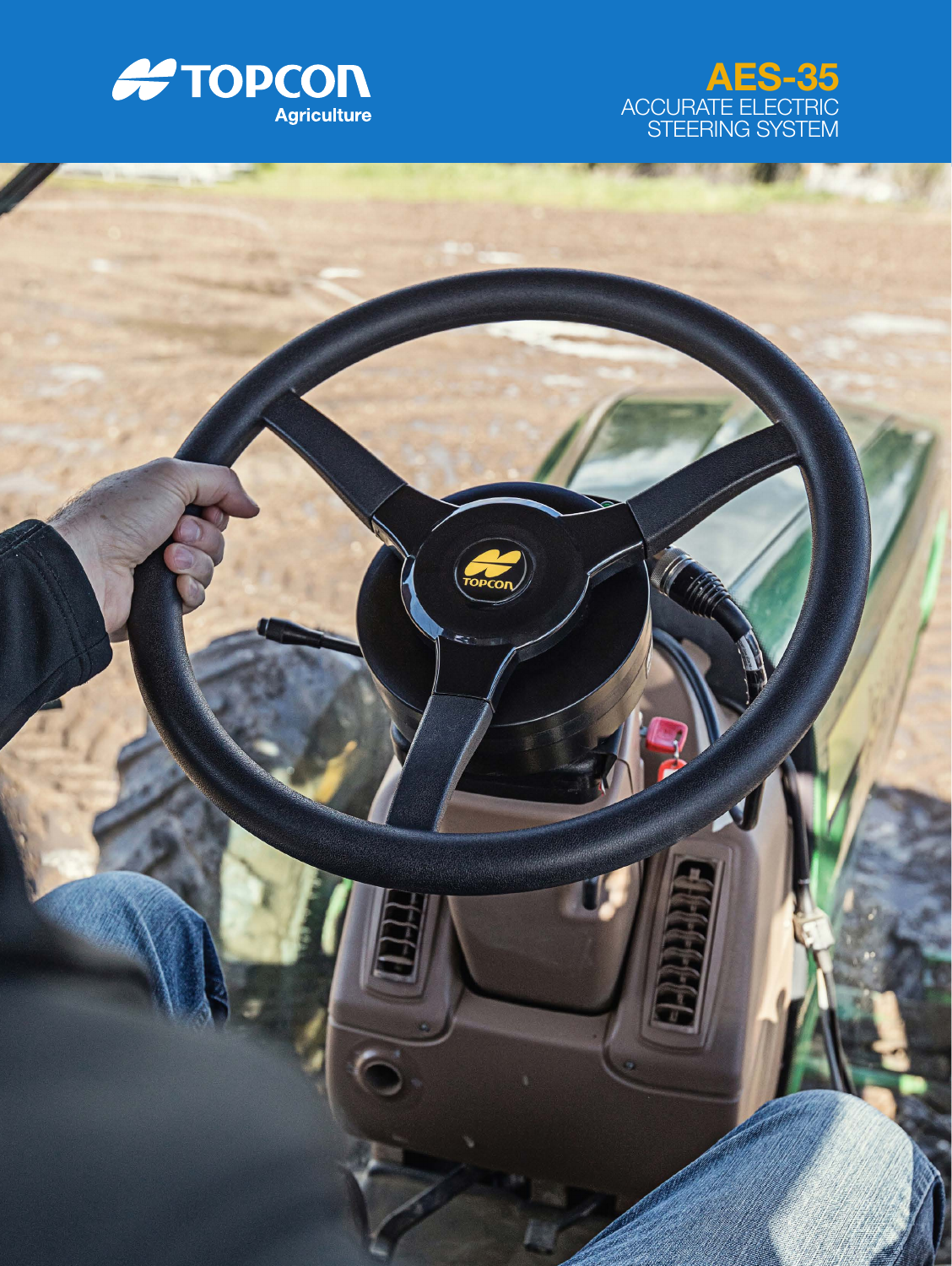TOPCON Agriculture

# AES-35

ACCURATE ELECTRIC STEERING SYSTEM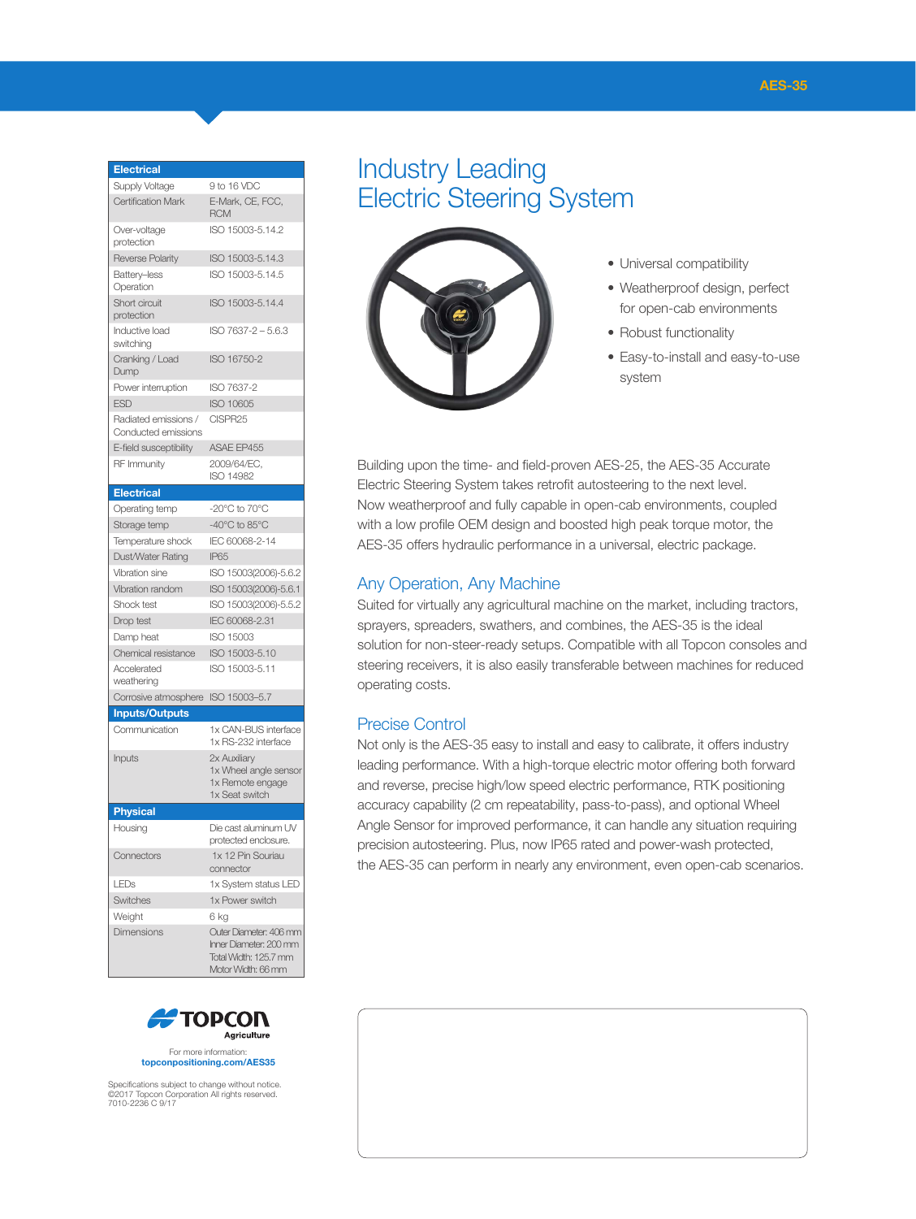# Industry Leading Electric Steering System

- Universal compatibility
- Weatherproof design, perfect for open-cab environments
- Robust functionality
- Easy-to-install and easy-to-use system

Building upon the time- and field-proven AES-25, the AES-35 Accurate Electric Steering System takes retrofit autosteering to the next level. Now weatherproof and fully capable in open-cab environments, coupled with a low profile OEM design and boosted high peak torque motor, the AES-35 offers hydraulic performance in a universal, electric package.

## Any Operation, Any Machine

Suited for virtually any agricultural machine on the market, including tractors, sprayers, spreaders, swathers, and combines, the AES-35 is the ideal solution for non-steer-ready setups. Compatible with all Topcon consoles and steering receivers, it is also easily transferable between machines for reduced operating costs.

## Precise Control

Not only is the AES-35 easy to install and easy to calibrate, it offers industry leading performance. With a high-torque electric motor offering both forward and reverse, precise high/low speed electric performance, RTK positioning accuracy capability (2 cm repeatability, pass-to-pass), and optional Wheel Angle Sensor for improved performance, it can handle any situation requiring precision autosteering. Plus, now IP65 rated and power-wash protected, the AES-35 can perform in nearly any environment, even open-cab scenarios.

| | |
|---|---|
| **Electrical** | |
| Supply Voltage | 9 to 16 VDC |
| Certification Mark | E-Mark, CE, FCC, RCM |
| Over-voltage protection | ISO 15003-5.14.2 |
| Reverse Polarity | ISO 15003-5.14.3 |
| Battery–less Operation | ISO 15003-5.14.5 |
| Short circuit protection | ISO 15003-5.14.4 |
| Inductive load switching | ISO 7637-2 – 5.6.3 |
| Cranking / Load Dump | ISO 16750-2 |
| Power interruption | ISO 7637-2 |
| ESD | ISO 10605 |
| Radiated emissions / Conducted emissions | CISPR25 |
| E-field susceptibility | ASAE EP455 |
| RF Immunity | 2009/64/EC, ISO 14982 |
| **Electrical** | |
| Operating temp | -20°C to 70°C |
| Storage temp | -40°C to 85°C |
| Temperature shock | IEC 60068-2-14 |
| Dust/Water Rating | IP65 |
| Vibration sine | ISO 15003(2006)-5.6.2 |
| Vibration random | ISO 15003(2006)-5.6.1 |
| Shock test | ISO 15003(2006)-5.5.2 |
| Drop test | IEC 60068-2.31 |
| Damp heat | ISO 15003 |
| Chemical resistance | ISO 15003-5.10 |
| Accelerated weathering | ISO 15003-5.11 |
| Corrosive atmosphere | ISO 15003–5.7 |
| **Inputs/Outputs** | |
| Communication | 1x CAN-BUS interface<br>1x RS-232 interface |
| Inputs | 2x Auxiliary<br>1x Wheel angle sensor<br>1x Remote engage<br>1x Seat switch |
| **Physical** | |
| Housing | Die cast aluminum UV protected enclosure. |
| Connectors | 1x 12 Pin Souriau connector |
| LEDs | 1x System status LED |
| Switches | 1x Power switch |
| Weight | 6 kg |
| Dimensions | Outer Diameter: 406 mm<br>Inner Diameter: 200 mm<br>Total Width: 125.7 mm<br>Motor Width: 66 mm |

TOPCON Agriculture

For more information:
topconpositioning.com/AES35

Specifications subject to change without notice.
©2017 Topcon Corporation All rights reserved.
7010-2236 C 9/17